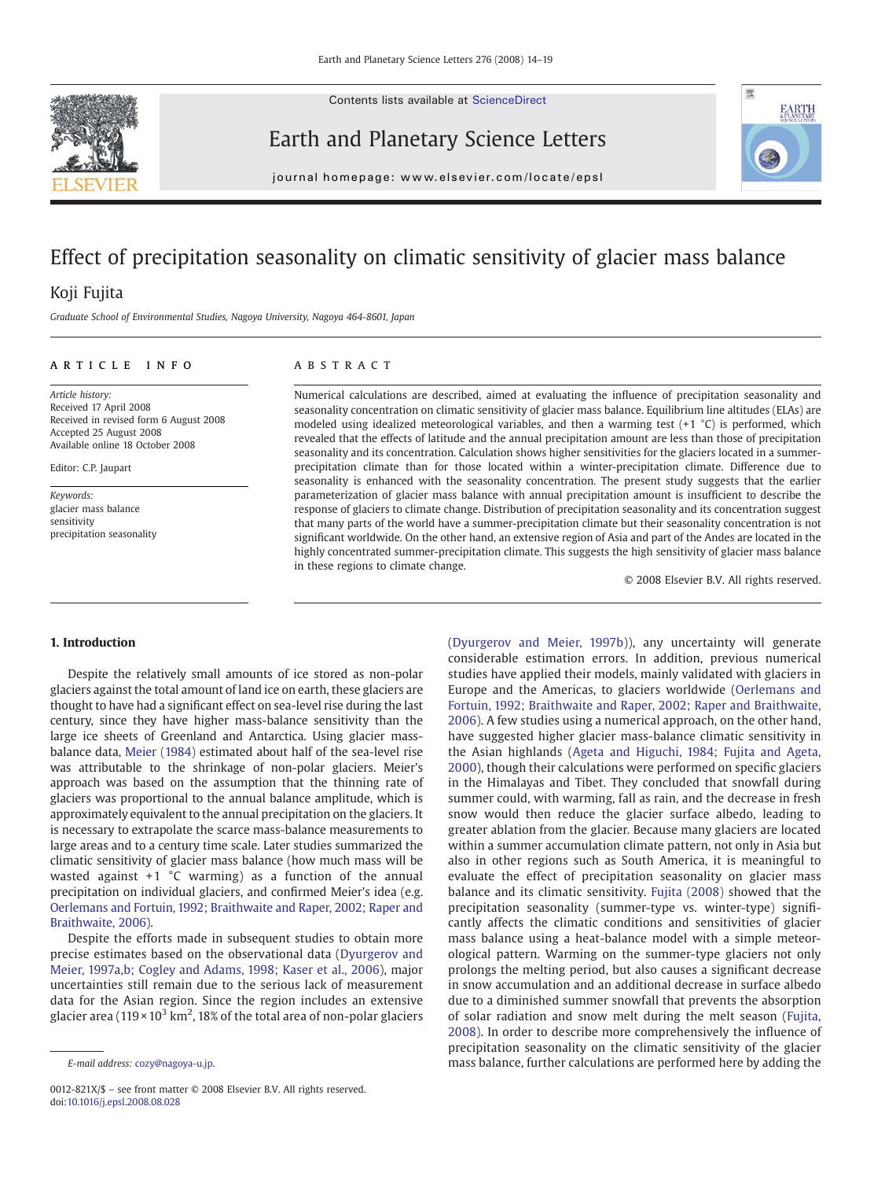# Effect of precipitation seasonality on climatic sensitivity of glacier mass balance

Koji Fujita

*Graduate School of Environmental Studies, Nagoya University, Nagoya 464-8601, Japan*

## ARTICLE INFO

*Article history:*
Received 17 April 2008
Received in revised form 6 August 2008
Accepted 25 August 2008
Available online 18 October 2008

Editor: C.P. Jaupart

*Keywords:*
glacier mass balance
sensitivity
precipitation seasonality

## ABSTRACT

Numerical calculations are described, aimed at evaluating the influence of precipitation seasonality and seasonality concentration on climatic sensitivity of glacier mass balance. Equilibrium line altitudes (ELAs) are modeled using idealized meteorological variables, and then a warming test (+1 °C) is performed, which revealed that the effects of latitude and the annual precipitation amount are less than those of precipitation seasonality and its concentration. Calculation shows higher sensitivities for the glaciers located in a summer-precipitation climate than for those located within a winter-precipitation climate. Difference due to seasonality is enhanced with the seasonality concentration. The present study suggests that the earlier parameterization of glacier mass balance with annual precipitation amount is insufficient to describe the response of glaciers to climate change. Distribution of precipitation seasonality and its concentration suggest that many parts of the world have a summer-precipitation climate but their seasonality concentration is not significant worldwide. On the other hand, an extensive region of Asia and part of the Andes are located in the highly concentrated summer-precipitation climate. This suggests the high sensitivity of glacier mass balance in these regions to climate change.

© 2008 Elsevier B.V. All rights reserved.

## 1. Introduction

Despite the relatively small amounts of ice stored as non-polar glaciers against the total amount of land ice on earth, these glaciers are thought to have had a significant effect on sea-level rise during the last century, since they have higher mass-balance sensitivity than the large ice sheets of Greenland and Antarctica. Using glacier mass-balance data, Meier (1984) estimated about half of the sea-level rise was attributable to the shrinkage of non-polar glaciers. Meier's approach was based on the assumption that the thinning rate of glaciers was proportional to the annual balance amplitude, which is approximately equivalent to the annual precipitation on the glaciers. It is necessary to extrapolate the scarce mass-balance measurements to large areas and to a century time scale. Later studies summarized the climatic sensitivity of glacier mass balance (how much mass will be wasted against +1 °C warming) as a function of the annual precipitation on individual glaciers, and confirmed Meier's idea (e.g. Oerlemans and Fortuin, 1992; Braithwaite and Raper, 2002; Raper and Braithwaite, 2006).

Despite the efforts made in subsequent studies to obtain more precise estimates based on the observational data (Dyurgerov and Meier, 1997a,b; Cogley and Adams, 1998; Kaser et al., 2006), major uncertainties still remain due to the serious lack of measurement data for the Asian region. Since the region includes an extensive glacier area ($119 \times 10^3$ km$^2$, 18% of the total area of non-polar glaciers (Dyurgerov and Meier, 1997b)), any uncertainty will generate considerable estimation errors. In addition, previous numerical studies have applied their models, mainly validated with glaciers in Europe and the Americas, to glaciers worldwide (Oerlemans and Fortuin, 1992; Braithwaite and Raper, 2002; Raper and Braithwaite, 2006). A few studies using a numerical approach, on the other hand, have suggested higher glacier mass-balance climatic sensitivity in the Asian highlands (Ageta and Higuchi, 1984; Fujita and Ageta, 2000), though their calculations were performed on specific glaciers in the Himalayas and Tibet. They concluded that snowfall during summer could, with warming, fall as rain, and the decrease in fresh snow would then reduce the glacier surface albedo, leading to greater ablation from the glacier. Because many glaciers are located within a summer accumulation climate pattern, not only in Asia but also in other regions such as South America, it is meaningful to evaluate the effect of precipitation seasonality on glacier mass balance and its climatic sensitivity. Fujita (2008) showed that the precipitation seasonality (summer-type vs. winter-type) significantly affects the climatic conditions and sensitivities of glacier mass balance using a heat-balance model with a simple meteorological pattern. Warming on the summer-type glaciers not only prolongs the melting period, but also causes a significant decrease in snow accumulation and an additional decrease in surface albedo due to a diminished summer snowfall that prevents the absorption of solar radiation and snow melt during the melt season (Fujita, 2008). In order to describe more comprehensively the influence of precipitation seasonality on the climatic sensitivity of the glacier mass balance, further calculations are performed here by adding the

E-mail address: cozy@nagoya-u.jp.

0012-821X/$ – see front matter © 2008 Elsevier B.V. All rights reserved.
doi:10.1016/j.epsl.2008.08.028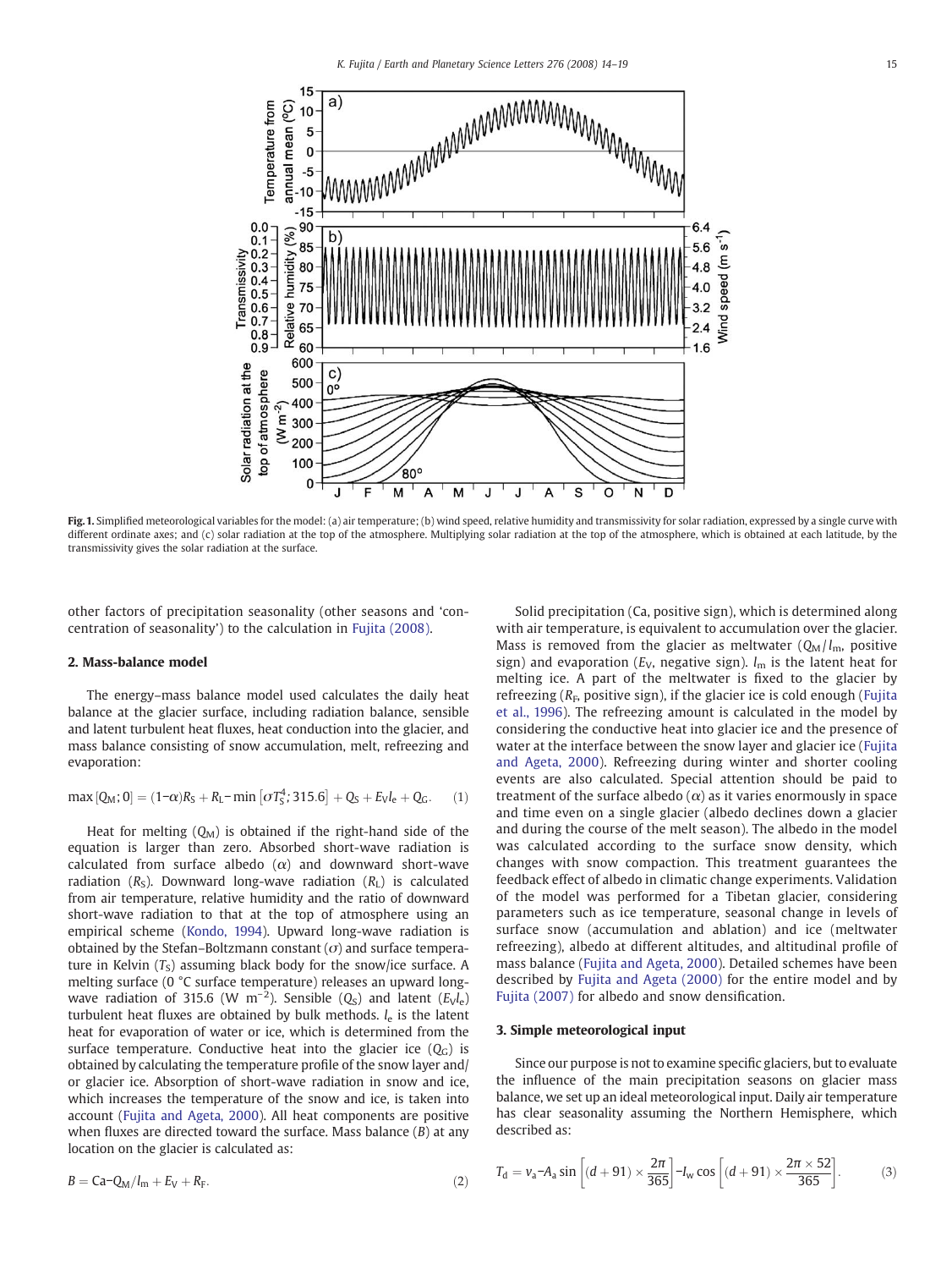Fig. 1. Simplified meteorological variables for the model: (a) air temperature; (b) wind speed, relative humidity and transmissivity for solar radiation, expressed by a single curve with different ordinate axes; and (c) solar radiation at the top of the atmosphere. Multiplying solar radiation at the top of the atmosphere, which is obtained at each latitude, by the transmissivity gives the solar radiation at the surface.

other factors of precipitation seasonality (other seasons and 'concentration of seasonality') to the calculation in Fujita (2008).

## 2. Mass-balance model

The energy–mass balance model used calculates the daily heat balance at the glacier surface, including radiation balance, sensible and latent turbulent heat fluxes, heat conduction into the glacier, and mass balance consisting of snow accumulation, melt, refreezing and evaporation:

$$\max\left[Q_M; 0\right] = (1-\alpha)R_S + R_L - \min\left[\sigma T_S^4; 315.6\right] + Q_S + E_V l_e + Q_G. \quad (1)$$

Heat for melting ($Q_M$) is obtained if the right-hand side of the equation is larger than zero. Absorbed short-wave radiation is calculated from surface albedo ($\alpha$) and downward short-wave radiation ($R_S$). Downward long-wave radiation ($R_L$) is calculated from air temperature, relative humidity and the ratio of downward short-wave radiation to that at the top of atmosphere using an empirical scheme (Kondo, 1994). Upward long-wave radiation is obtained by the Stefan–Boltzmann constant ($\sigma$) and surface temperature in Kelvin ($T_S$) assuming black body for the snow/ice surface. A melting surface (0 °C surface temperature) releases an upward long-wave radiation of 315.6 (W m$^{-2}$). Sensible ($Q_S$) and latent ($E_V l_e$) turbulent heat fluxes are obtained by bulk methods. $l_e$ is the latent heat for evaporation of water or ice, which is determined from the surface temperature. Conductive heat into the glacier ice ($Q_G$) is obtained by calculating the temperature profile of the snow layer and/or glacier ice. Absorption of short-wave radiation in snow and ice, which increases the temperature of the snow and ice, is taken into account (Fujita and Ageta, 2000). All heat components are positive when fluxes are directed toward the surface. Mass balance ($B$) at any location on the glacier is calculated as:

$$B = \mathrm{Ca} - Q_M/l_m + E_V + R_F. \quad (2)$$

Solid precipitation (Ca, positive sign), which is determined along with air temperature, is equivalent to accumulation over the glacier. Mass is removed from the glacier as meltwater ($Q_M/l_m$, positive sign) and evaporation ($E_V$, negative sign). $l_m$ is the latent heat for melting ice. A part of the meltwater is fixed to the glacier by refreezing ($R_F$, positive sign), if the glacier ice is cold enough (Fujita et al., 1996). The refreezing amount is calculated in the model by considering the conductive heat into glacier ice and the presence of water at the interface between the snow layer and glacier ice (Fujita and Ageta, 2000). Refreezing during winter and shorter cooling events are also calculated. Special attention should be paid to treatment of the surface albedo ($\alpha$) as it varies enormously in space and time even on a single glacier (albedo declines down a glacier and during the course of the melt season). The albedo in the model was calculated according to the surface snow density, which changes with snow compaction. This treatment guarantees the feedback effect of albedo in climatic change experiments. Validation of the model was performed for a Tibetan glacier, considering parameters such as ice temperature, seasonal change in levels of surface snow (accumulation and ablation) and ice (meltwater refreezing), albedo at different altitudes, and altitudinal profile of mass balance (Fujita and Ageta, 2000). Detailed schemes have been described by Fujita and Ageta (2000) for the entire model and by Fujita (2007) for albedo and snow densification.

## 3. Simple meteorological input

Since our purpose is not to examine specific glaciers, but to evaluate the influence of the main precipitation seasons on glacier mass balance, we set up an ideal meteorological input. Daily air temperature has clear seasonality assuming the Northern Hemisphere, which described as:

$$T_d = v_a - A_a \sin\left[(d+91) \times \frac{2\pi}{365}\right] - I_w \cos\left[(d+91) \times \frac{2\pi \times 52}{365}\right]. \quad (3)$$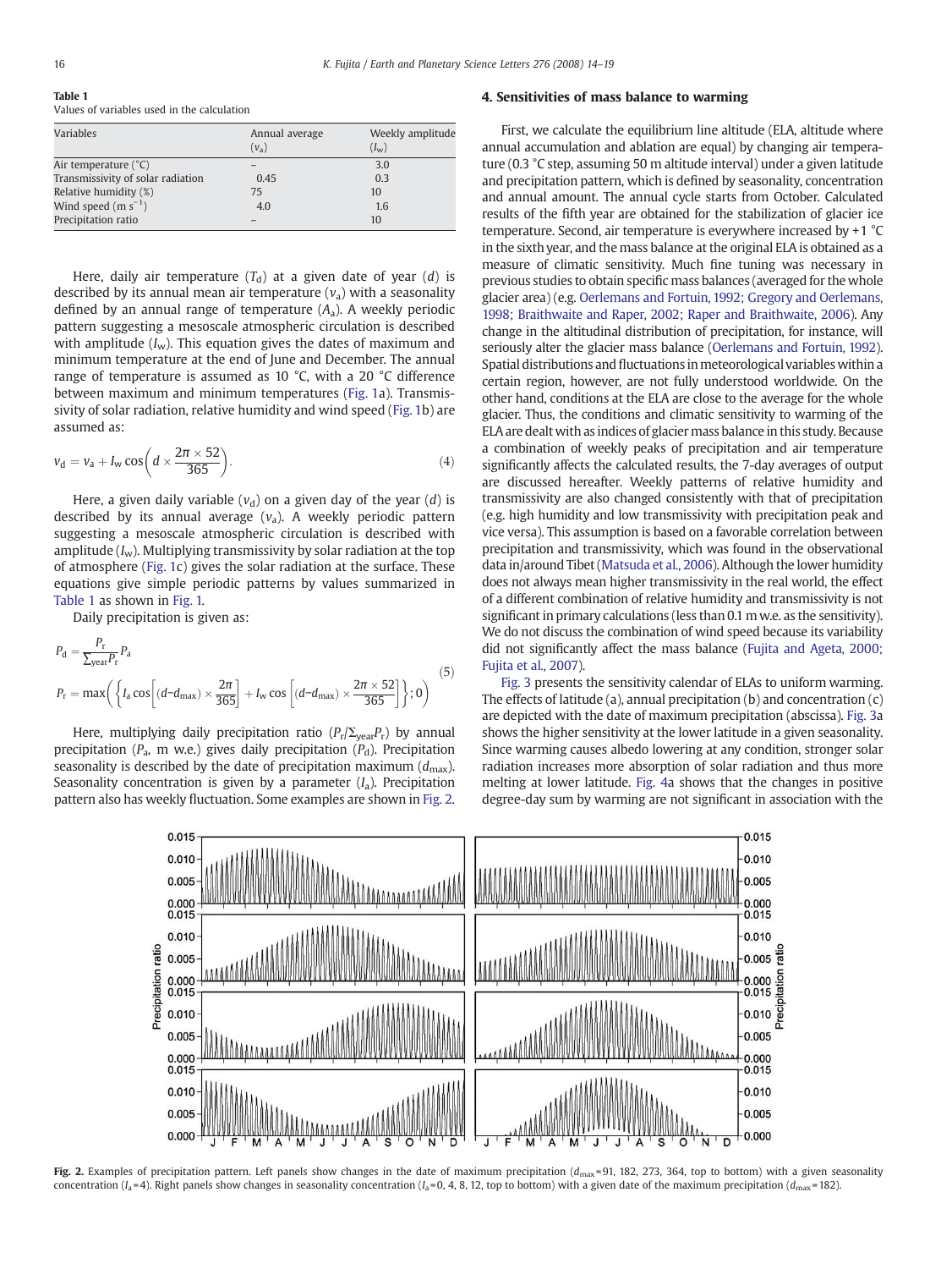**Table 1**
Values of variables used in the calculation

| Variables | Annual average ($v_a$) | Weekly amplitude ($I_w$) |
|---|---|---|
| Air temperature (°C) | – | 3.0 |
| Transmissivity of solar radiation | 0.45 | 0.3 |
| Relative humidity (%) | 75 | 10 |
| Wind speed (m s$^{-1}$) | 4.0 | 1.6 |
| Precipitation ratio | – | 10 |

Here, daily air temperature ($T_d$) at a given date of year ($d$) is described by its annual mean air temperature ($v_a$) with a seasonality defined by an annual range of temperature ($A_a$). A weekly periodic pattern suggesting a mesoscale atmospheric circulation is described with amplitude ($I_w$). This equation gives the dates of maximum and minimum temperature at the end of June and December. The annual range of temperature is assumed as 10 °C, with a 20 °C difference between maximum and minimum temperatures (Fig. 1a). Transmissivity of solar radiation, relative humidity and wind speed (Fig. 1b) are assumed as:

$$v_d = v_a + I_w \cos\left(d \times \frac{2\pi \times 52}{365}\right). \tag{4}$$

Here, a given daily variable ($v_d$) on a given day of the year ($d$) is described by its annual average ($v_a$). A weekly periodic pattern suggesting a mesoscale atmospheric circulation is described with amplitude ($I_w$). Multiplying transmissivity by solar radiation at the top of atmosphere (Fig. 1c) gives the solar radiation at the surface. These equations give simple periodic patterns by values summarized in Table 1 as shown in Fig. 1.

Daily precipitation is given as:

$$P_d = \frac{P_r}{\sum_{\text{year}} P_r} P_a$$
$$P_r = \max\left(\left\{ I_a \cos\left[(d - d_{\max}) \times \frac{2\pi}{365}\right] + I_w \cos\left[(d - d_{\max}) \times \frac{2\pi \times 52}{365}\right]\right\}; 0\right) \tag{5}$$

Here, multiplying daily precipitation ratio ($P_r/\Sigma_{\text{year}}P_r$) by annual precipitation ($P_a$, m w.e.) gives daily precipitation ($P_d$). Precipitation seasonality is described by the date of precipitation maximum ($d_{\max}$). Seasonality concentration is given by a parameter ($I_a$). Precipitation pattern also has weekly fluctuation. Some examples are shown in Fig. 2.

## 4. Sensitivities of mass balance to warming

First, we calculate the equilibrium line altitude (ELA, altitude where annual accumulation and ablation are equal) by changing air temperature (0.3 °C step, assuming 50 m altitude interval) under a given latitude and precipitation pattern, which is defined by seasonality, concentration and annual amount. The annual cycle starts from October. Calculated results of the fifth year are obtained for the stabilization of glacier ice temperature. Second, air temperature is everywhere increased by +1 °C in the sixth year, and the mass balance at the original ELA is obtained as a measure of climatic sensitivity. Much fine tuning was necessary in previous studies to obtain specific mass balances (averaged for the whole glacier area) (e.g. Oerlemans and Fortuin, 1992; Gregory and Oerlemans, 1998; Braithwaite and Raper, 2002; Raper and Braithwaite, 2006). Any change in the altitudinal distribution of precipitation, for instance, will seriously alter the glacier mass balance (Oerlemans and Fortuin, 1992). Spatial distributions and fluctuations in meteorological variables within a certain region, however, are not fully understood worldwide. On the other hand, conditions at the ELA are close to the average for the whole glacier. Thus, the conditions and climatic sensitivity to warming of the ELA are dealt with as indices of glacier mass balance in this study. Because a combination of weekly peaks of precipitation and air temperature significantly affects the calculated results, the 7-day averages of output are discussed hereafter. Weekly patterns of relative humidity and transmissivity are also changed consistently with that of precipitation (e.g. high humidity and low transmissivity with precipitation peak and vice versa). This assumption is based on a favorable correlation between precipitation and transmissivity, which was found in the observational data in/around Tibet (Matsuda et al., 2006). Although the lower humidity does not always mean higher transmissivity in the real world, the effect of a different combination of relative humidity and transmissivity is not significant in primary calculations (less than 0.1 m w.e. as the sensitivity). We do not discuss the combination of wind speed because its variability did not significantly affect the mass balance (Fujita and Ageta, 2000; Fujita et al., 2007).

Fig. 3 presents the sensitivity calendar of ELAs to uniform warming. The effects of latitude (a), annual precipitation (b) and concentration (c) are depicted with the date of maximum precipitation (abscissa). Fig. 3a shows the higher sensitivity at the lower latitude in a given seasonality. Since warming causes albedo lowering at any condition, stronger solar radiation increases more absorption of solar radiation and thus more melting at lower latitude. Fig. 4a shows that the changes in positive degree-day sum by warming are not significant in association with the

**Fig. 2.** Examples of precipitation pattern. Left panels show changes in the date of maximum precipitation ($d_{\max}$=91, 182, 273, 364, top to bottom) with a given seasonality concentration ($I_a$=4). Right panels show changes in seasonality concentration ($I_a$=0, 4, 8, 12, top to bottom) with a given date of the maximum precipitation ($d_{\max}$=182).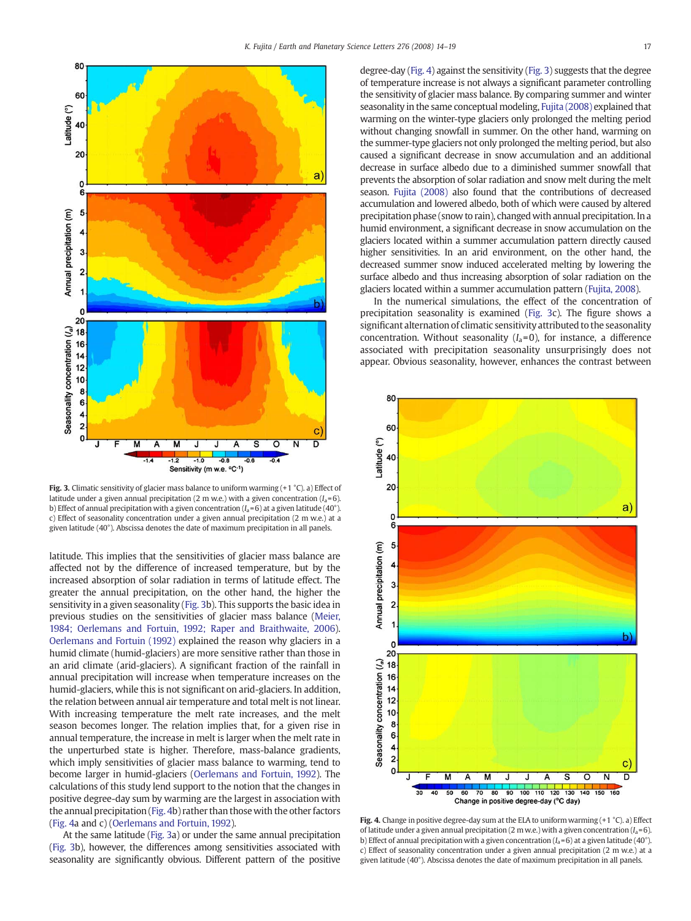Fig. 3. Climatic sensitivity of glacier mass balance to uniform warming (+1 °C). a) Effect of latitude under a given annual precipitation (2 m w.e.) with a given concentration ($I_a$=6). b) Effect of annual precipitation with a given concentration ($I_a$=6) at a given latitude (40°). c) Effect of seasonality concentration under a given annual precipitation (2 m w.e.) at a given latitude (40°). Abscissa denotes the date of maximum precipitation in all panels.

latitude. This implies that the sensitivities of glacier mass balance are affected not by the difference of increased temperature, but by the increased absorption of solar radiation in terms of latitude effect. The greater the annual precipitation, on the other hand, the higher the sensitivity in a given seasonality (Fig. 3b). This supports the basic idea in previous studies on the sensitivities of glacier mass balance (Meier, 1984; Oerlemans and Fortuin, 1992; Raper and Braithwaite, 2006). Oerlemans and Fortuin (1992) explained the reason why glaciers in a humid climate (humid-glaciers) are more sensitive rather than those in an arid climate (arid-glaciers). A significant fraction of the rainfall in annual precipitation will increase when temperature increases on the humid-glaciers, while this is not significant on arid-glaciers. In addition, the relation between annual air temperature and total melt is not linear. With increasing temperature the melt rate increases, and the melt season becomes longer. The relation implies that, for a given rise in annual temperature, the increase in melt is larger when the melt rate in the unperturbed state is higher. Therefore, mass-balance gradients, which imply sensitivities of glacier mass balance to warming, tend to become larger in humid-glaciers (Oerlemans and Fortuin, 1992). The calculations of this study lend support to the notion that the changes in positive degree-day sum by warming are the largest in association with the annual precipitation (Fig. 4b) rather than those with the other factors (Fig. 4a and c) (Oerlemans and Fortuin, 1992).

At the same latitude (Fig. 3a) or under the same annual precipitation (Fig. 3b), however, the differences among sensitivities associated with seasonality are significantly obvious. Different pattern of the positive degree-day (Fig. 4) against the sensitivity (Fig. 3) suggests that the degree of temperature increase is not always a significant parameter controlling the sensitivity of glacier mass balance. By comparing summer and winter seasonality in the same conceptual modeling, Fujita (2008) explained that warming on the winter-type glaciers only prolonged the melting period without changing snowfall in summer. On the other hand, warming on the summer-type glaciers not only prolonged the melting period, but also caused a significant decrease in snow accumulation and an additional decrease in surface albedo due to a diminished summer snowfall that prevents the absorption of solar radiation and snow melt during the melt season. Fujita (2008) also found that the contributions of decreased accumulation and lowered albedo, both of which were caused by altered precipitation phase (snow to rain), changed with annual precipitation. In a humid environment, a significant decrease in snow accumulation on the glaciers located within a summer accumulation pattern directly caused higher sensitivities. In an arid environment, on the other hand, the decreased summer snow induced accelerated melting by lowering the surface albedo and thus increasing absorption of solar radiation on the glaciers located within a summer accumulation pattern (Fujita, 2008).

In the numerical simulations, the effect of the concentration of precipitation seasonality is examined (Fig. 3c). The figure shows a significant alternation of climatic sensitivity attributed to the seasonality concentration. Without seasonality ($I_a$=0), for instance, a difference associated with precipitation seasonality unsurprisingly does not appear. Obvious seasonality, however, enhances the contrast between

Fig. 4. Change in positive degree-day sum at the ELA to uniform warming (+1 °C). a) Effect of latitude under a given annual precipitation (2 m w.e.) with a given concentration ($I_a$=6). b) Effect of annual precipitation with a given concentration ($I_a$=6) at a given latitude (40°). c) Effect of seasonality concentration under a given annual precipitation (2 m w.e.) at a given latitude (40°). Abscissa denotes the date of maximum precipitation in all panels.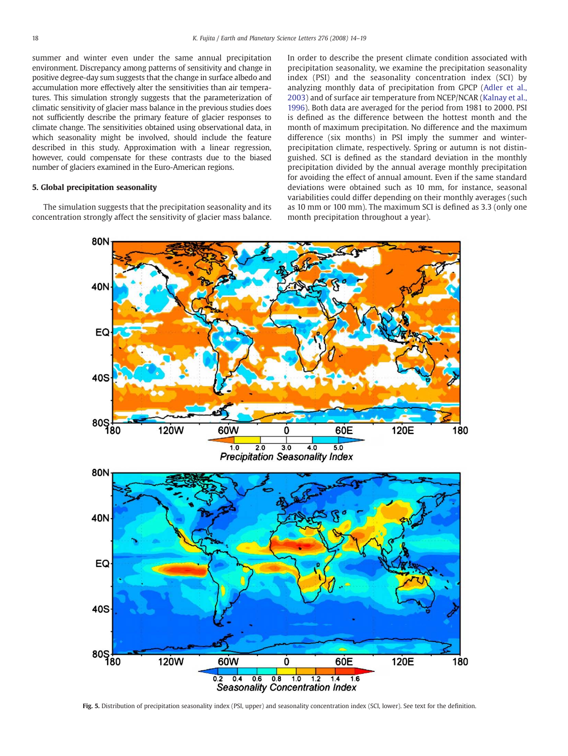summer and winter even under the same annual precipitation environment. Discrepancy among patterns of sensitivity and change in positive degree-day sum suggests that the change in surface albedo and accumulation more effectively alter the sensitivities than air temperatures. This simulation strongly suggests that the parameterization of climatic sensitivity of glacier mass balance in the previous studies does not sufficiently describe the primary feature of glacier responses to climate change. The sensitivities obtained using observational data, in which seasonality might be involved, should include the feature described in this study. Approximation with a linear regression, however, could compensate for these contrasts due to the biased number of glaciers examined in the Euro-American regions.

### 5. Global precipitation seasonality

The simulation suggests that the precipitation seasonality and its concentration strongly affect the sensitivity of glacier mass balance. In order to describe the present climate condition associated with precipitation seasonality, we examine the precipitation seasonality index (PSI) and the seasonality concentration index (SCI) by analyzing monthly data of precipitation from GPCP (Adler et al., 2003) and of surface air temperature from NCEP/NCAR (Kalnay et al., 1996). Both data are averaged for the period from 1981 to 2000. PSI is defined as the difference between the hottest month and the month of maximum precipitation. No difference and the maximum difference (six months) in PSI imply the summer and winter-precipitation climate, respectively. Spring or autumn is not distinguished. SCI is defined as the standard deviation in the monthly precipitation divided by the annual average monthly precipitation for avoiding the effect of annual amount. Even if the same standard deviations were obtained such as 10 mm, for instance, seasonal variabilities could differ depending on their monthly averages (such as 10 mm or 100 mm). The maximum SCI is defined as 3.3 (only one month precipitation throughout a year).

**Fig. 5.** Distribution of precipitation seasonality index (PSI, upper) and seasonality concentration index (SCI, lower). See text for the definition.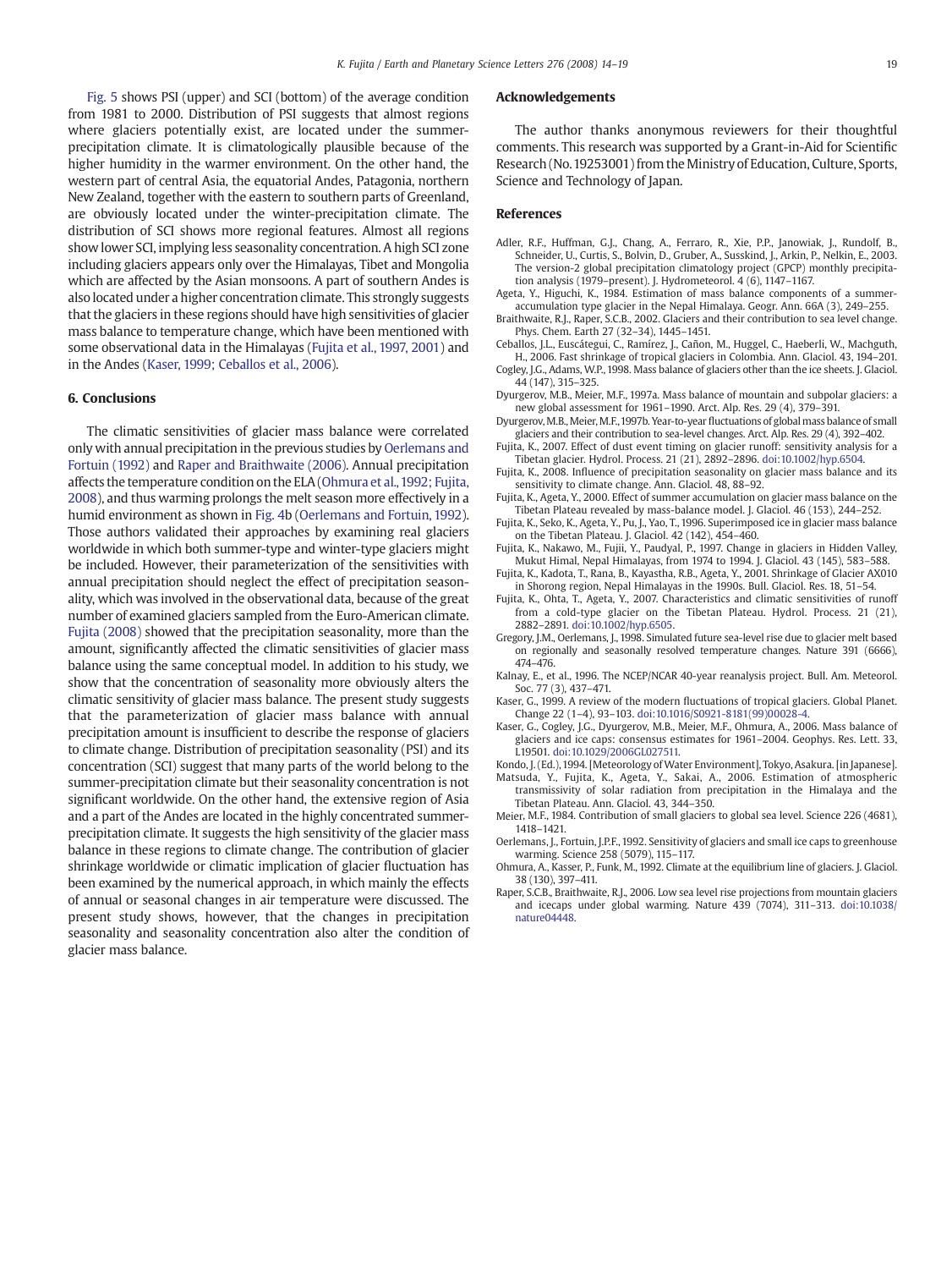Fig. 5 shows PSI (upper) and SCI (bottom) of the average condition from 1981 to 2000. Distribution of PSI suggests that almost regions where glaciers potentially exist, are located under the summer-precipitation climate. It is climatologically plausible because of the higher humidity in the warmer environment. On the other hand, the western part of central Asia, the equatorial Andes, Patagonia, northern New Zealand, together with the eastern to southern parts of Greenland, are obviously located under the winter-precipitation climate. The distribution of SCI shows more regional features. Almost all regions show lower SCI, implying less seasonality concentration. A high SCI zone including glaciers appears only over the Himalayas, Tibet and Mongolia which are affected by the Asian monsoons. A part of southern Andes is also located under a higher concentration climate. This strongly suggests that the glaciers in these regions should have high sensitivities of glacier mass balance to temperature change, which have been mentioned with some observational data in the Himalayas (Fujita et al., 1997, 2001) and in the Andes (Kaser, 1999; Ceballos et al., 2006).

## 6. Conclusions

The climatic sensitivities of glacier mass balance were correlated only with annual precipitation in the previous studies by Oerlemans and Fortuin (1992) and Raper and Braithwaite (2006). Annual precipitation affects the temperature condition on the ELA (Ohmura et al., 1992; Fujita, 2008), and thus warming prolongs the melt season more effectively in a humid environment as shown in Fig. 4b (Oerlemans and Fortuin, 1992). Those authors validated their approaches by examining real glaciers worldwide in which both summer-type and winter-type glaciers might be included. However, their parameterization of the sensitivities with annual precipitation should neglect the effect of precipitation seasonality, which was involved in the observational data, because of the great number of examined glaciers sampled from the Euro-American climate. Fujita (2008) showed that the precipitation seasonality, more than the amount, significantly affected the climatic sensitivities of glacier mass balance using the same conceptual model. In addition to his study, we show that the concentration of seasonality more obviously alters the climatic sensitivity of glacier mass balance. The present study suggests that the parameterization of glacier mass balance with annual precipitation amount is insufficient to describe the response of glaciers to climate change. Distribution of precipitation seasonality (PSI) and its concentration (SCI) suggest that many parts of the world belong to the summer-precipitation climate but their seasonality concentration is not significant worldwide. On the other hand, the extensive region of Asia and a part of the Andes are located in the highly concentrated summer-precipitation climate. It suggests the high sensitivity of the glacier mass balance in these regions to climate change. The contribution of glacier shrinkage worldwide or climatic implication of glacier fluctuation has been examined by the numerical approach, in which mainly the effects of annual or seasonal changes in air temperature were discussed. The present study shows, however, that the changes in precipitation seasonality and seasonality concentration also alter the condition of glacier mass balance.

## Acknowledgements

The author thanks anonymous reviewers for their thoughtful comments. This research was supported by a Grant-in-Aid for Scientific Research (No. 19253001) from the Ministry of Education, Culture, Sports, Science and Technology of Japan.

## References

Adler, R.F., Huffman, G.J., Chang, A., Ferraro, R., Xie, P.P., Janowiak, J., Rundolf, B., Schneider, U., Curtis, S., Bolvin, D., Gruber, A., Susskind, J., Arkin, P., Nelkin, E., 2003. The version-2 global precipitation climatology project (GPCP) monthly precipitation analysis (1979–present). J. Hydrometeorol. 4 (6), 1147–1167.

Ageta, Y., Higuchi, K., 1984. Estimation of mass balance components of a summer-accumulation type glacier in the Nepal Himalaya. Geogr. Ann. 66A (3), 249–255.

Braithwaite, R.J., Raper, S.C.B., 2002. Glaciers and their contribution to sea level change. Phys. Chem. Earth 27 (32–34), 1445–1451.

Ceballos, J.L., Euscátegui, C., Ramírez, J., Cañon, M., Huggel, C., Haeberli, W., Machguth, H., 2006. Fast shrinkage of tropical glaciers in Colombia. Ann. Glaciol. 43, 194–201.

Cogley, J.G., Adams, W.P., 1998. Mass balance of glaciers other than the ice sheets. J. Glaciol. 44 (147), 315–325.

Dyurgerov, M.B., Meier, M.F., 1997a. Mass balance of mountain and subpolar glaciers: a new global assessment for 1961–1990. Arct. Alp. Res. 29 (4), 379–391.

Dyurgerov, M.B., Meier, M.F., 1997b. Year-to-year fluctuations of global mass balance of small glaciers and their contribution to sea-level changes. Arct. Alp. Res. 29 (4), 392–402.

Fujita, K., 2007. Effect of dust event timing on glacier runoff: sensitivity analysis for a Tibetan glacier. Hydrol. Process. 21 (21), 2892–2896. doi:10.1002/hyp.6504.

Fujita, K., 2008. Influence of precipitation seasonality on glacier mass balance and its sensitivity to climate change. Ann. Glaciol. 48, 88–92.

Fujita, K., Ageta, Y., 2000. Effect of summer accumulation on glacier mass balance on the Tibetan Plateau revealed by mass-balance model. J. Glaciol. 46 (153), 244–252.

Fujita, K., Seko, K., Ageta, Y., Pu, J., Yao, T., 1996. Superimposed ice in glacier mass balance on the Tibetan Plateau. J. Glaciol. 42 (142), 454–460.

Fujita, K., Nakawo, M., Fujii, Y., Paudyal, P., 1997. Change in glaciers in Hidden Valley, Mukut Himal, Nepal Himalayas, from 1974 to 1994. J. Glaciol. 43 (145), 583–588.

Fujita, K., Kadota, T., Rana, B., Kayastha, R.B., Ageta, Y., 2001. Shrinkage of Glacier AX010 in Shorong region, Nepal Himalayas in the 1990s. Bull. Glaciol. Res. 18, 51–54.

Fujita, K., Ohta, T., Ageta, Y., 2007. Characteristics and climatic sensitivities of runoff from a cold-type glacier on the Tibetan Plateau. Hydrol. Process. 21 (21), 2882–2891. doi:10.1002/hyp.6505.

Gregory, J.M., Oerlemans, J., 1998. Simulated future sea-level rise due to glacier melt based on regionally and seasonally resolved temperature changes. Nature 391 (6666), 474–476.

Kalnay, E., et al., 1996. The NCEP/NCAR 40-year reanalysis project. Bull. Am. Meteorol. Soc. 77 (3), 437–471.

Kaser, G., 1999. A review of the modern fluctuations of tropical glaciers. Global Planet. Change 22 (1–4), 93–103. doi:10.1016/S0921-8181(99)00028-4.

Kaser, G., Cogley, J.G., Dyurgerov, M.B., Meier, M.F., Ohmura, A., 2006. Mass balance of glaciers and ice caps: consensus estimates for 1961–2004. Geophys. Res. Lett. 33, L19501. doi:10.1029/2006GL027511.

Kondo, J. (Ed.), 1994. [Meteorology of Water Environment], Tokyo, Asakura. [in Japanese].

Matsuda, Y., Fujita, K., Ageta, Y., Sakai, A., 2006. Estimation of atmospheric transmissivity of solar radiation from precipitation in the Himalaya and the Tibetan Plateau. Ann. Glaciol. 43, 344–350.

Meier, M.F., 1984. Contribution of small glaciers to global sea level. Science 226 (4681), 1418–1421.

Oerlemans, J., Fortuin, J.P.F., 1992. Sensitivity of glaciers and small ice caps to greenhouse warming. Science 258 (5079), 115–117.

Ohmura, A., Kasser, P., Funk, M., 1992. Climate at the equilibrium line of glaciers. J. Glaciol. 38 (130), 397–411.

Raper, S.C.B., Braithwaite, R.J., 2006. Low sea level rise projections from mountain glaciers and icecaps under global warming. Nature 439 (7074), 311–313. doi:10.1038/nature04448.